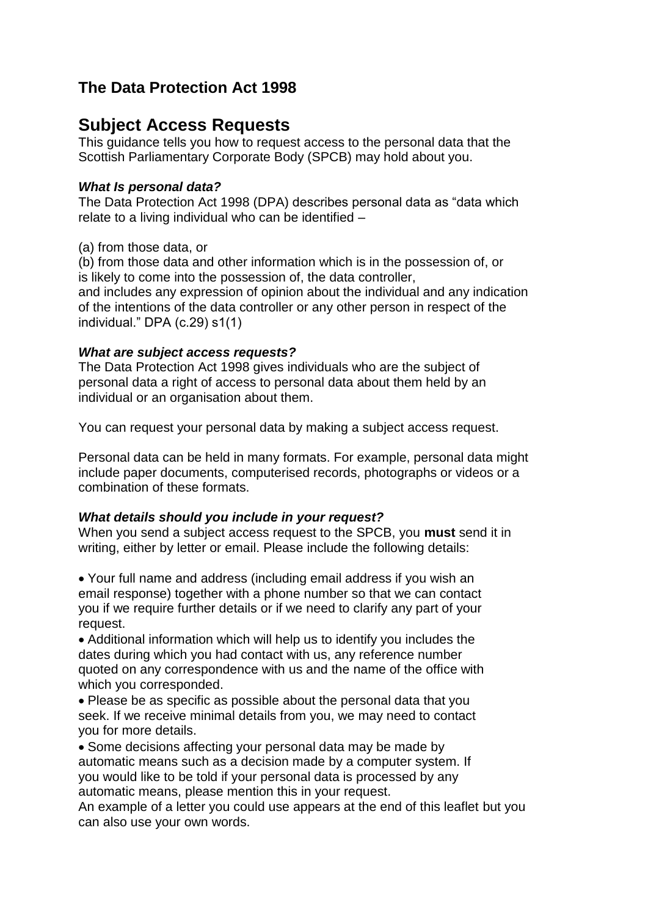## The Data Protection Act 1998

# Subject Access Requests

This guidance tells you how to request access to the personal data that the Scottish Parliamentary Corporate Body (SPCB) may hold about you.

### *What Is personal data?*

The Data Protection Act 1998 (DPA) describes personal data as "data which relate to a living individual who can be identified –

(a) from those data, or
(b) from those data and other information which is in the possession of, or is likely to come into the possession of, the data controller,
and includes any expression of opinion about the individual and any indication of the intentions of the data controller or any other person in respect of the individual." DPA (c.29) s1(1)

### *What are subject access requests?*

The Data Protection Act 1998 gives individuals who are the subject of personal data a right of access to personal data about them held by an individual or an organisation about them.

You can request your personal data by making a subject access request.

Personal data can be held in many formats. For example, personal data might include paper documents, computerised records, photographs or videos or a combination of these formats.

### *What details should you include in your request?*

When you send a subject access request to the SPCB, you **must** send it in writing, either by letter or email. Please include the following details:

- Your full name and address (including email address if you wish an email response) together with a phone number so that we can contact you if we require further details or if we need to clarify any part of your request.
- Additional information which will help us to identify you includes the dates during which you had contact with us, any reference number quoted on any correspondence with us and the name of the office with which you corresponded.
- Please be as specific as possible about the personal data that you seek. If we receive minimal details from you, we may need to contact you for more details.
- Some decisions affecting your personal data may be made by automatic means such as a decision made by a computer system. If you would like to be told if your personal data is processed by any automatic means, please mention this in your request.

An example of a letter you could use appears at the end of this leaflet but you can also use your own words.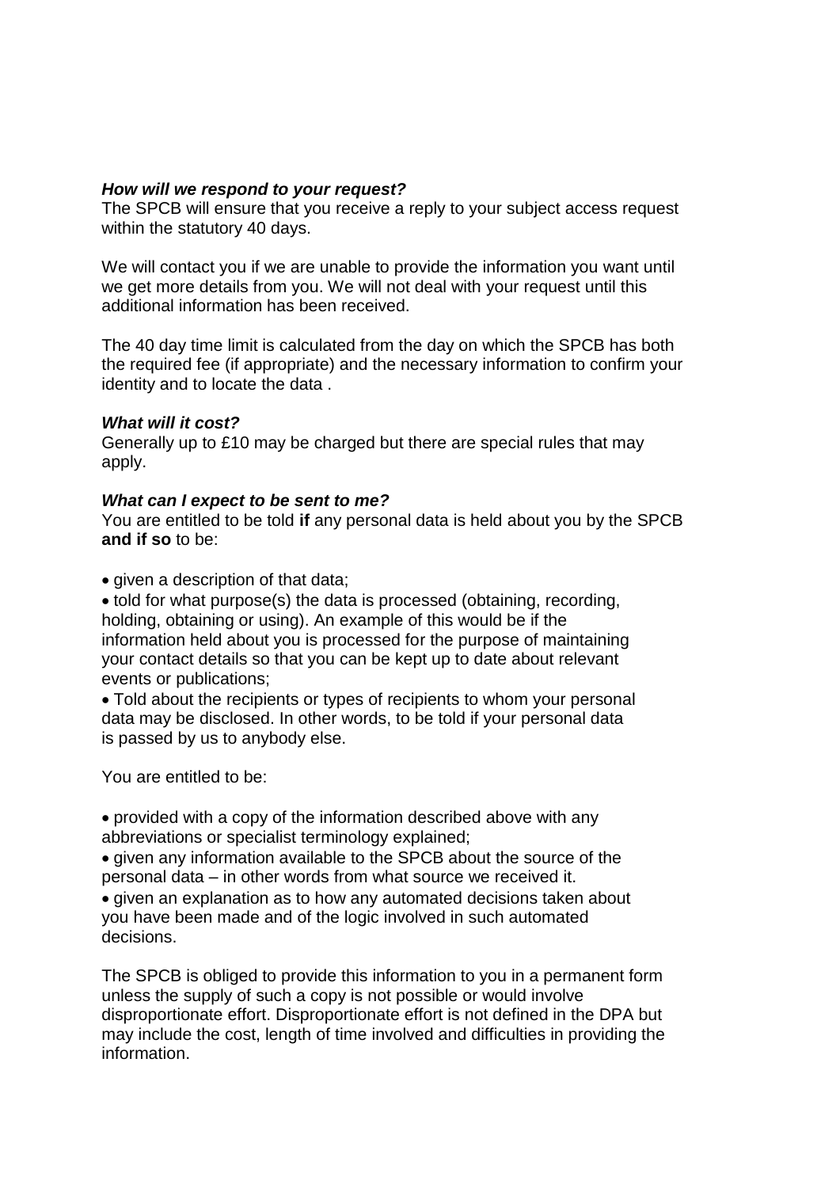***How will we respond to your request?***

The SPCB will ensure that you receive a reply to your subject access request within the statutory 40 days.

We will contact you if we are unable to provide the information you want until we get more details from you. We will not deal with your request until this additional information has been received.

The 40 day time limit is calculated from the day on which the SPCB has both the required fee (if appropriate) and the necessary information to confirm your identity and to locate the data .

***What will it cost?***

Generally up to £10 may be charged but there are special rules that may apply.

***What can I expect to be sent to me?***

You are entitled to be told **if** any personal data is held about you by the SPCB **and if so** to be:

- given a description of that data;
- told for what purpose(s) the data is processed (obtaining, recording, holding, obtaining or using). An example of this would be if the information held about you is processed for the purpose of maintaining your contact details so that you can be kept up to date about relevant events or publications;
- Told about the recipients or types of recipients to whom your personal data may be disclosed. In other words, to be told if your personal data is passed by us to anybody else.

You are entitled to be:

- provided with a copy of the information described above with any abbreviations or specialist terminology explained;
- given any information available to the SPCB about the source of the personal data – in other words from what source we received it.
- given an explanation as to how any automated decisions taken about you have been made and of the logic involved in such automated decisions.

The SPCB is obliged to provide this information to you in a permanent form unless the supply of such a copy is not possible or would involve disproportionate effort. Disproportionate effort is not defined in the DPA but may include the cost, length of time involved and difficulties in providing the information.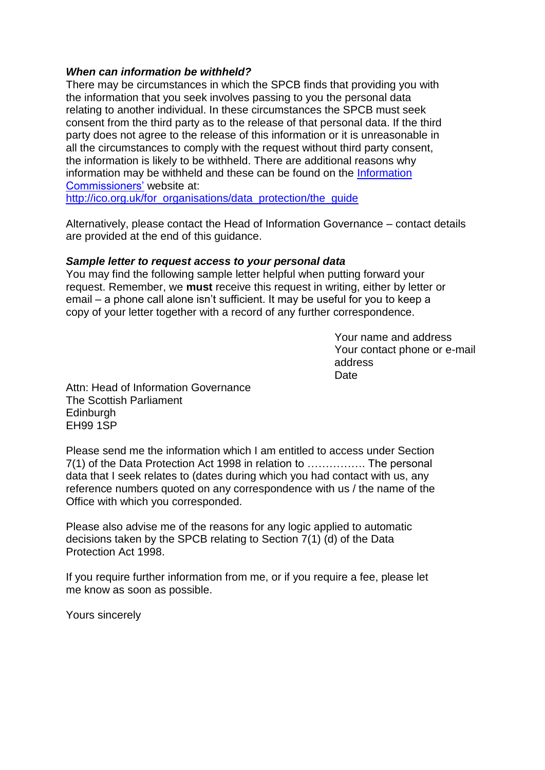### *When can information be withheld?*

There may be circumstances in which the SPCB finds that providing you with the information that you seek involves passing to you the personal data relating to another individual. In these circumstances the SPCB must seek consent from the third party as to the release of that personal data. If the third party does not agree to the release of this information or it is unreasonable in all the circumstances to comply with the request without third party consent, the information is likely to be withheld. There are additional reasons why information may be withheld and these can be found on the [Information Commissioners'](http://ico.org.uk/for_organisations/data_protection/the_guide) website at: [http://ico.org.uk/for_organisations/data_protection/the_guide](http://ico.org.uk/for_organisations/data_protection/the_guide)

Alternatively, please contact the Head of Information Governance – contact details are provided at the end of this guidance.

### *Sample letter to request access to your personal data*

You may find the following sample letter helpful when putting forward your request. Remember, we **must** receive this request in writing, either by letter or email – a phone call alone isn't sufficient. It may be useful for you to keep a copy of your letter together with a record of any further correspondence.

Your name and address
Your contact phone or e-mail address
Date

Attn: Head of Information Governance
The Scottish Parliament
Edinburgh
EH99 1SP

Please send me the information which I am entitled to access under Section 7(1) of the Data Protection Act 1998 in relation to ……………. The personal data that I seek relates to (dates during which you had contact with us, any reference numbers quoted on any correspondence with us / the name of the Office with which you corresponded.

Please also advise me of the reasons for any logic applied to automatic decisions taken by the SPCB relating to Section 7(1) (d) of the Data Protection Act 1998.

If you require further information from me, or if you require a fee, please let me know as soon as possible.

Yours sincerely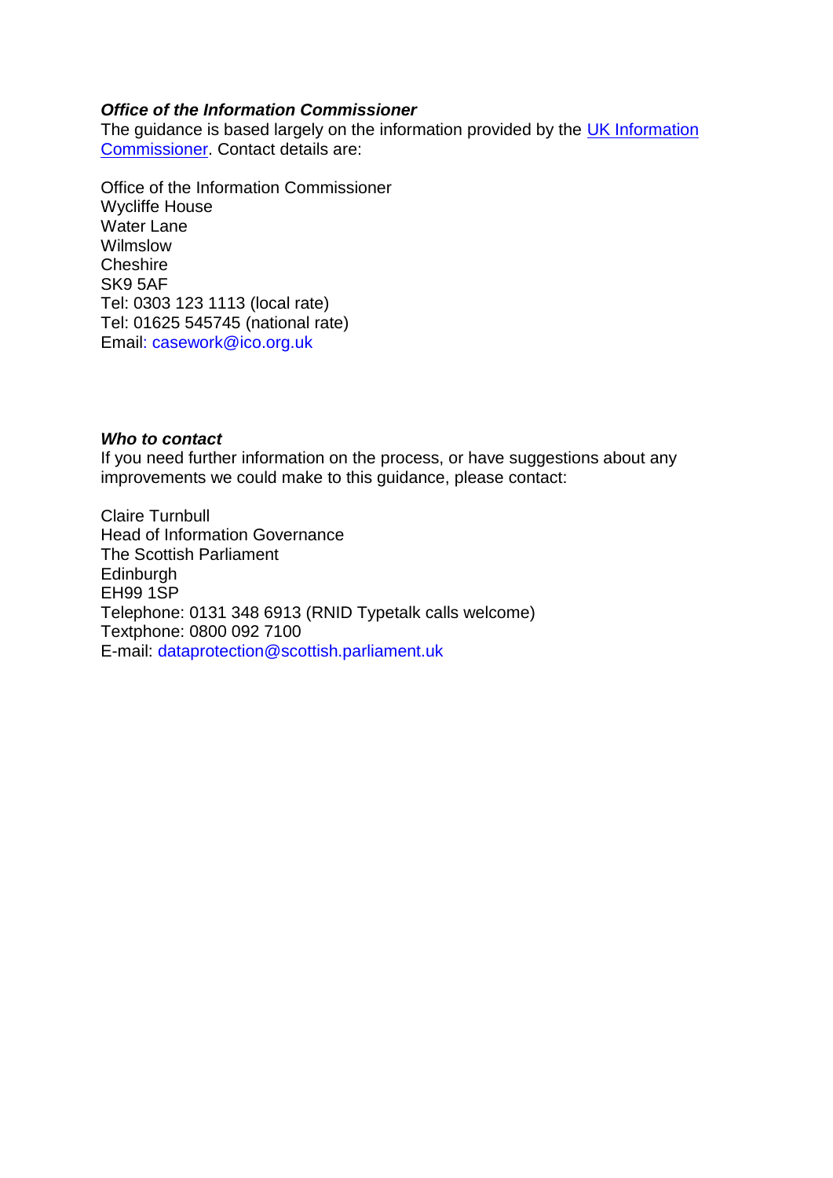***Office of the Information Commissioner***

The guidance is based largely on the information provided by the UK Information Commissioner. Contact details are:

Office of the Information Commissioner
Wycliffe House
Water Lane
Wilmslow
Cheshire
SK9 5AF
Tel: 0303 123 1113 (local rate)
Tel: 01625 545745 (national rate)
Email: casework@ico.org.uk

***Who to contact***

If you need further information on the process, or have suggestions about any improvements we could make to this guidance, please contact:

Claire Turnbull
Head of Information Governance
The Scottish Parliament
Edinburgh
EH99 1SP
Telephone: 0131 348 6913 (RNID Typetalk calls welcome)
Textphone: 0800 092 7100
E-mail: dataprotection@scottish.parliament.uk